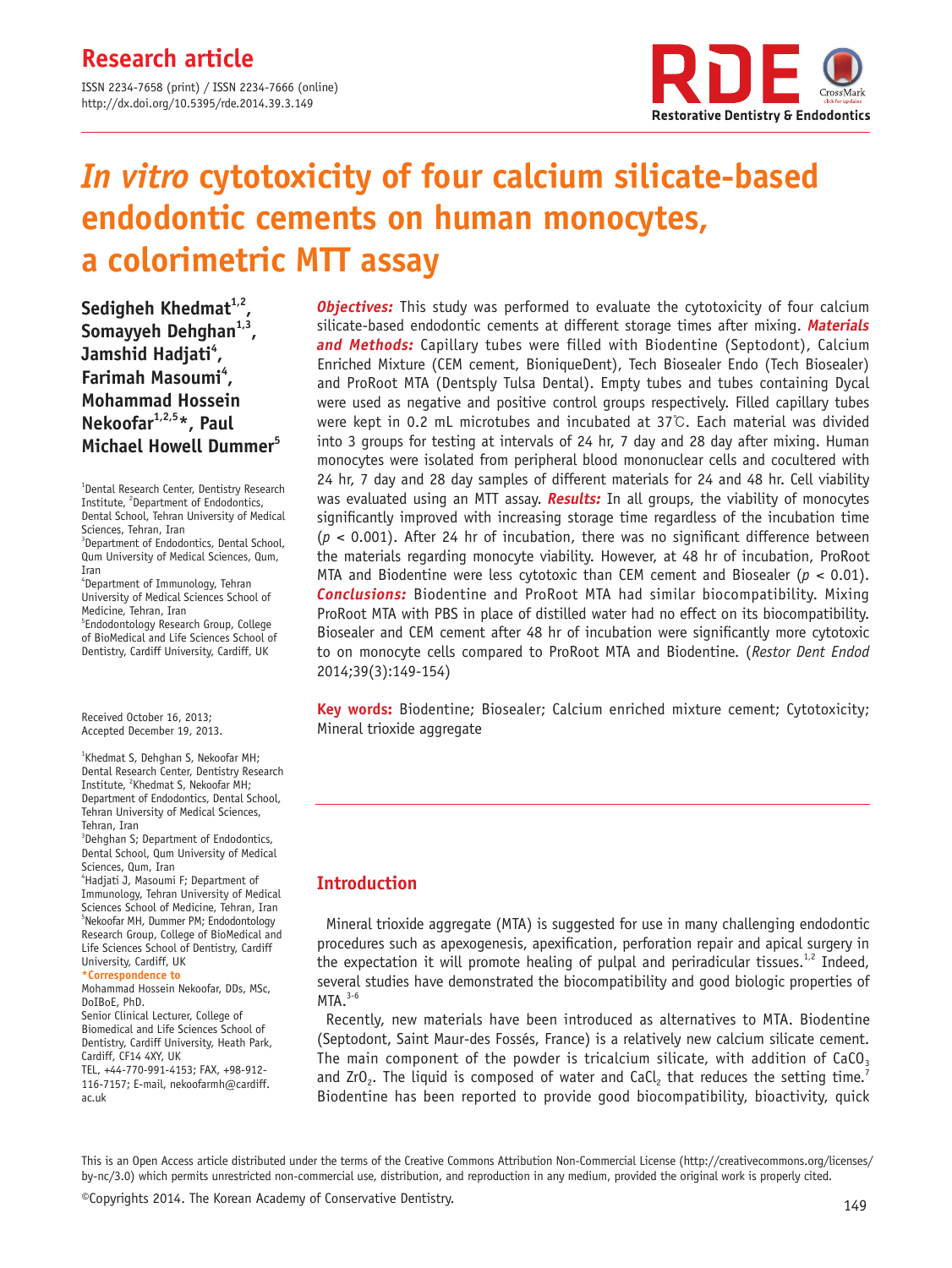## Research article

ISSN 2234-7658 (print) / ISSN 2234-7666 (online)
http://dx.doi.org/10.5395/rde.2014.39.3.149

# *In vitro* cytotoxicity of four calcium silicate-based endodontic cements on human monocytes, a colorimetric MTT assay

**Sedigheh Khedmat[1,2], Somayyeh Dehghan[1,3], Jamshid Hadjati[4], Farimah Masoumi[4], Mohammad Hossein Nekoofar[1,2,5]\*, Paul Michael Howell Dummer[5]**

[1]Dental Research Center, Dentistry Research Institute, [2]Department of Endodontics, Dental School, Tehran University of Medical Sciences, Tehran, Iran
[3]Department of Endodontics, Dental School, Qum University of Medical Sciences, Qum, Iran
[4]Department of Immunology, Tehran University of Medical Sciences School of Medicine, Tehran, Iran
[5]Endodontology Research Group, College of BioMedical and Life Sciences School of Dentistry, Cardiff University, Cardiff, UK

Received October 16, 2013;
Accepted December 19, 2013.

[1]Khedmat S, Dehghan S, Nekoofar MH; Dental Research Center, Dentistry Research Institute, [2]Khedmat S, Nekoofar MH; Department of Endodontics, Dental School, Tehran University of Medical Sciences, Tehran, Iran
[3]Dehghan S; Department of Endodontics, Dental School, Qum University of Medical Sciences, Qum, Iran
[4]Hadjati J, Masoumi F; Department of Immunology, Tehran University of Medical Sciences School of Medicine, Tehran, Iran
[5]Nekoofar MH, Dummer PM; Endodontology Research Group, College of BioMedical and Life Sciences School of Dentistry, Cardiff University, Cardiff, UK

**\*Correspondence to**
Mohammad Hossein Nekoofar, DDs, MSc, DoIBoE, PhD.
Senior Clinical Lecturer, College of Biomedical and Life Sciences School of Dentistry, Cardiff University, Heath Park, Cardiff, CF14 4XY, UK
TEL, +44-770-991-4153; FAX, +98-912-116-7157; E-mail, nekoofarmh@cardiff.ac.uk

***Objectives:*** This study was performed to evaluate the cytotoxicity of four calcium silicate-based endodontic cements at different storage times after mixing. ***Materials and Methods:*** Capillary tubes were filled with Biodentine (Septodont), Calcium Enriched Mixture (CEM cement, BioniqueDent), Tech Biosealer Endo (Tech Biosealer) and ProRoot MTA (Dentsply Tulsa Dental). Empty tubes and tubes containing Dycal were used as negative and positive control groups respectively. Filled capillary tubes were kept in 0.2 mL microtubes and incubated at 37℃. Each material was divided into 3 groups for testing at intervals of 24 hr, 7 day and 28 day after mixing. Human monocytes were isolated from peripheral blood mononuclear cells and cocultered with 24 hr, 7 day and 28 day samples of different materials for 24 and 48 hr. Cell viability was evaluated using an MTT assay. ***Results:*** In all groups, the viability of monocytes significantly improved with increasing storage time regardless of the incubation time ($p < 0.001$). After 24 hr of incubation, there was no significant difference between the materials regarding monocyte viability. However, at 48 hr of incubation, ProRoot MTA and Biodentine were less cytotoxic than CEM cement and Biosealer ($p < 0.01$). ***Conclusions:*** Biodentine and ProRoot MTA had similar biocompatibility. Mixing ProRoot MTA with PBS in place of distilled water had no effect on its biocompatibility. Biosealer and CEM cement after 48 hr of incubation were significantly more cytotoxic to on monocyte cells compared to ProRoot MTA and Biodentine. (*Restor Dent Endod* 2014;39(3):149-154)

**Key words:** Biodentine; Biosealer; Calcium enriched mixture cement; Cytotoxicity; Mineral trioxide aggregate

## Introduction

Mineral trioxide aggregate (MTA) is suggested for use in many challenging endodontic procedures such as apexogenesis, apexification, perforation repair and apical surgery in the expectation it will promote healing of pulpal and periradicular tissues.[1,2] Indeed, several studies have demonstrated the biocompatibility and good biologic properties of MTA.[3-6]

Recently, new materials have been introduced as alternatives to MTA. Biodentine (Septodont, Saint Maur-des Fossés, France) is a relatively new calcium silicate cement. The main component of the powder is tricalcium silicate, with addition of $CaCO_3$ and $ZrO_2$. The liquid is composed of water and $CaCl_2$ that reduces the setting time.[7] Biodentine has been reported to provide good biocompatibility, bioactivity, quick

This is an Open Access article distributed under the terms of the Creative Commons Attribution Non-Commercial License (http://creativecommons.org/licenses/by-nc/3.0) which permits unrestricted non-commercial use, distribution, and reproduction in any medium, provided the original work is properly cited.

©Copyrights 2014. The Korean Academy of Conservative Dentistry.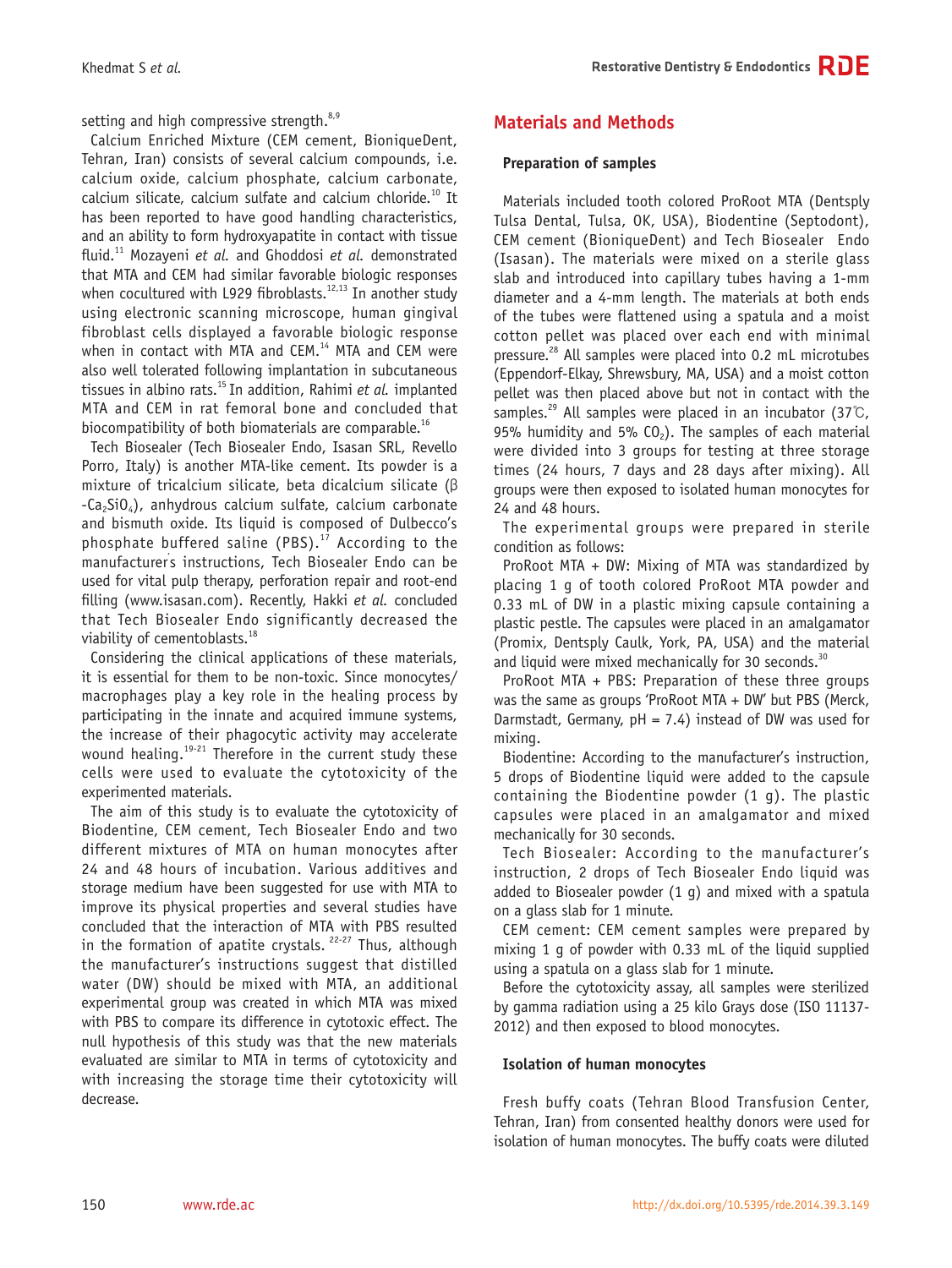setting and high compressive strength.[8,9]

Calcium Enriched Mixture (CEM cement, BioniqueDent, Tehran, Iran) consists of several calcium compounds, i.e. calcium oxide, calcium phosphate, calcium carbonate, calcium silicate, calcium sulfate and calcium chloride.[10] It has been reported to have good handling characteristics, and an ability to form hydroxyapatite in contact with tissue fluid.[11] Mozayeni *et al.* and Ghoddosi *et al.* demonstrated that MTA and CEM had similar favorable biologic responses when cocultured with L929 fibroblasts.[12,13] In another study using electronic scanning microscope, human gingival fibroblast cells displayed a favorable biologic response when in contact with MTA and CEM.[14] MTA and CEM were also well tolerated following implantation in subcutaneous tissues in albino rats.[15] In addition, Rahimi *et al.* implanted MTA and CEM in rat femoral bone and concluded that biocompatibility of both biomaterials are comparable.[16]

Tech Biosealer (Tech Biosealer Endo, Isasan SRL, Revello Porro, Italy) is another MTA-like cement. Its powder is a mixture of tricalcium silicate, beta dicalcium silicate (β-$Ca_2SiO_4$), anhydrous calcium sulfate, calcium carbonate and bismuth oxide. Its liquid is composed of Dulbecco's phosphate buffered saline (PBS).[17] According to the manufacturer's instructions, Tech Biosealer Endo can be used for vital pulp therapy, perforation repair and root-end filling (www.isasan.com). Recently, Hakki *et al.* concluded that Tech Biosealer Endo significantly decreased the viability of cementoblasts.[18]

Considering the clinical applications of these materials, it is essential for them to be non-toxic. Since monocytes/macrophages play a key role in the healing process by participating in the innate and acquired immune systems, the increase of their phagocytic activity may accelerate wound healing.[19-21] Therefore in the current study these cells were used to evaluate the cytotoxicity of the experimented materials.

The aim of this study is to evaluate the cytotoxicity of Biodentine, CEM cement, Tech Biosealer Endo and two different mixtures of MTA on human monocytes after 24 and 48 hours of incubation. Various additives and storage medium have been suggested for use with MTA to improve its physical properties and several studies have concluded that the interaction of MTA with PBS resulted in the formation of apatite crystals.[22-27] Thus, although the manufacturer's instructions suggest that distilled water (DW) should be mixed with MTA, an additional experimental group was created in which MTA was mixed with PBS to compare its difference in cytotoxic effect. The null hypothesis of this study was that the new materials evaluated are similar to MTA in terms of cytotoxicity and with increasing the storage time their cytotoxicity will decrease.

## Materials and Methods

### Preparation of samples

Materials included tooth colored ProRoot MTA (Dentsply Tulsa Dental, Tulsa, OK, USA), Biodentine (Septodont), CEM cement (BioniqueDent) and Tech Biosealer Endo (Isasan). The materials were mixed on a sterile glass slab and introduced into capillary tubes having a 1-mm diameter and a 4-mm length. The materials at both ends of the tubes were flattened using a spatula and a moist cotton pellet was placed over each end with minimal pressure.[28] All samples were placed into 0.2 mL microtubes (Eppendorf-Elkay, Shrewsbury, MA, USA) and a moist cotton pellet was then placed above but not in contact with the samples.[29] All samples were placed in an incubator (37℃, 95% humidity and 5% $CO_2$). The samples of each material were divided into 3 groups for testing at three storage times (24 hours, 7 days and 28 days after mixing). All groups were then exposed to isolated human monocytes for 24 and 48 hours.

The experimental groups were prepared in sterile condition as follows:

ProRoot MTA + DW: Mixing of MTA was standardized by placing 1 g of tooth colored ProRoot MTA powder and 0.33 mL of DW in a plastic mixing capsule containing a plastic pestle. The capsules were placed in an amalgamator (Promix, Dentsply Caulk, York, PA, USA) and the material and liquid were mixed mechanically for 30 seconds.[30]

ProRoot MTA + PBS: Preparation of these three groups was the same as groups 'ProRoot MTA + DW' but PBS (Merck, Darmstadt, Germany, pH = 7.4) instead of DW was used for mixing.

Biodentine: According to the manufacturer's instruction, 5 drops of Biodentine liquid were added to the capsule containing the Biodentine powder (1 g). The plastic capsules were placed in an amalgamator and mixed mechanically for 30 seconds.

Tech Biosealer: According to the manufacturer's instruction, 2 drops of Tech Biosealer Endo liquid was added to Biosealer powder (1 g) and mixed with a spatula on a glass slab for 1 minute.

CEM cement: CEM cement samples were prepared by mixing 1 g of powder with 0.33 mL of the liquid supplied using a spatula on a glass slab for 1 minute.

Before the cytotoxicity assay, all samples were sterilized by gamma radiation using a 25 kilo Grays dose (ISO 11137-2012) and then exposed to blood monocytes.

### Isolation of human monocytes

Fresh buffy coats (Tehran Blood Transfusion Center, Tehran, Iran) from consented healthy donors were used for isolation of human monocytes. The buffy coats were diluted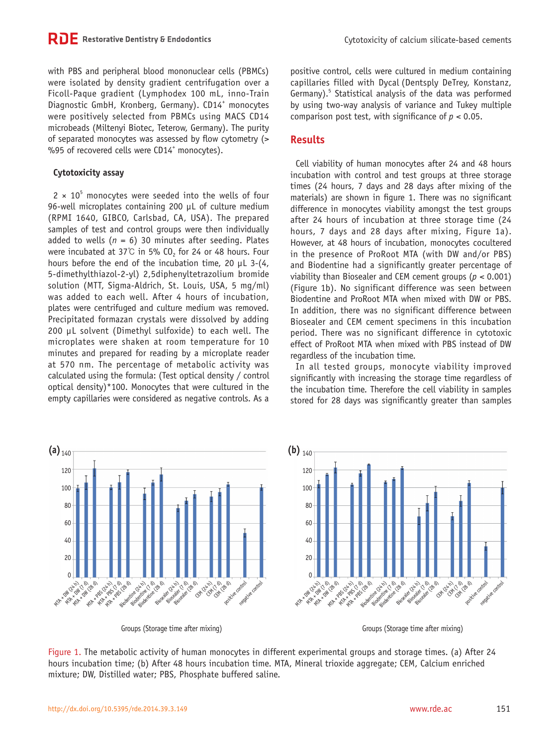with PBS and peripheral blood mononuclear cells (PBMCs) were isolated by density gradient centrifugation over a Ficoll-Paque gradient (Lymphodex 100 mL, inno-Train Diagnostic GmbH, Kronberg, Germany). CD14$^+$ monocytes were positively selected from PBMCs using MACS CD14 microbeads (Miltenyi Biotec, Teterow, Germany). The purity of separated monocytes was assessed by flow cytometry (> %95 of recovered cells were CD14$^+$ monocytes).

### Cytotoxicity assay

2 × $10^5$ monocytes were seeded into the wells of four 96-well microplates containing 200 µL of culture medium (RPMI 1640, GIBCO, Carlsbad, CA, USA). The prepared samples of test and control groups were then individually added to wells ($n$ = 6) 30 minutes after seeding. Plates were incubated at 37℃ in 5% $CO_2$ for 24 or 48 hours. Four hours before the end of the incubation time, 20 µL 3-(4, 5-dimethylthiazol-2-yl) 2,5diphenyltetrazolium bromide solution (MTT, Sigma-Aldrich, St. Louis, USA, 5 mg/ml) was added to each well. After 4 hours of incubation, plates were centrifuged and culture medium was removed. Precipitated formazan crystals were dissolved by adding 200 µL solvent (Dimethyl sulfoxide) to each well. The microplates were shaken at room temperature for 10 minutes and prepared for reading by a microplate reader at 570 nm. The percentage of metabolic activity was calculated using the formula: (Test optical density / control optical density)*100. Monocytes that were cultured in the empty capillaries were considered as negative controls. As a positive control, cells were cultured in medium containing capillaries filled with Dycal (Dentsply DeTrey, Konstanz, Germany).[5] Statistical analysis of the data was performed by using two-way analysis of variance and Tukey multiple comparison post test, with significance of $p < 0.05$.

## Results

Cell viability of human monocytes after 24 and 48 hours incubation with control and test groups at three storage times (24 hours, 7 days and 28 days after mixing of the materials) are shown in figure 1. There was no significant difference in monocytes viability amongst the test groups after 24 hours of incubation at three storage time (24 hours, 7 days and 28 days after mixing, Figure 1a). However, at 48 hours of incubation, monocytes cocultered in the presence of ProRoot MTA (with DW and/or PBS) and Biodentine had a significantly greater percentage of viability than Biosealer and CEM cement groups ($p < 0.001$) (Figure 1b). No significant difference was seen between Biodentine and ProRoot MTA when mixed with DW or PBS. In addition, there was no significant difference between Biosealer and CEM cement specimens in this incubation period. There was no significant difference in cytotoxic effect of ProRoot MTA when mixed with PBS instead of DW regardless of the incubation time.

In all tested groups, monocyte viability improved significantly with increasing the storage time regardless of the incubation time. Therefore the cell viability in samples stored for 28 days was significantly greater than samples

(a)
0
20
40
60
80
100
120
140
MTA + DW (24 h), MTA + DW (7 d), MTA + DW (28 d), MTA + PBS (24 h), MTA + PBS (7 d), MTA + PBS (28 d), Biodentine (24 h), Biodentine (7 d), Biodentine (28 d), Biosealer (24 h), Biosealer (7 d), Biosealer (28 d), CEM (24 h), CEM (7 d), CEM (28 d), positive control, negative control
Groups (Storage time after mixing)

(b)
0
20
40
60
80
100
120
140
MTA + DW (24 h), MTA + DW (7 d), MTA + DW (28 d), MTA + PBS (24 h), MTA + PBS (7 d), MTA + PBS (28 d), Biodentine (24 h), Biodentine (7 d), Biodentine (28 d), Biosealer (24 h), Biosealer (7 d), Biosealer (28 d), CEM (24 h), CEM (7 d), CEM (28 d), positive control, negative control
Groups (Storage time after mixing)

Figure 1. The metabolic activity of human monocytes in different experimental groups and storage times. (a) After 24 hours incubation time; (b) After 48 hours incubation time. MTA, Mineral trioxide aggregate; CEM, Calcium enriched mixture; DW, Distilled water; PBS, Phosphate buffered saline.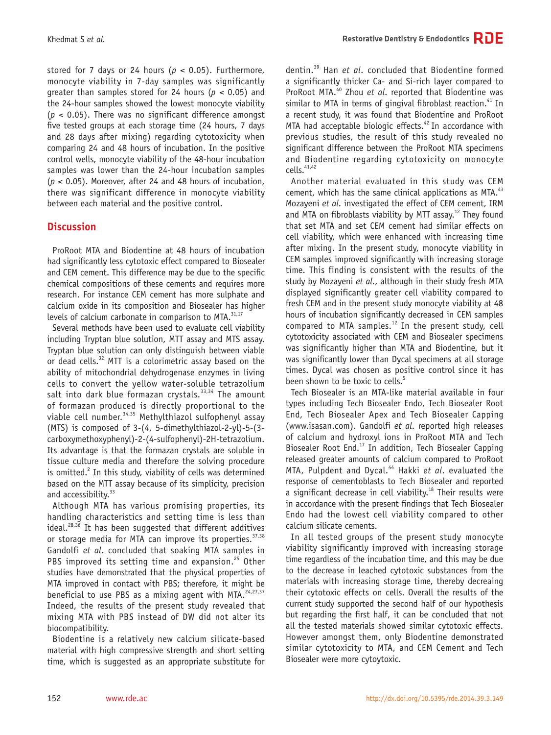stored for 7 days or 24 hours ($p < 0.05$). Furthermore, monocyte viability in 7-day samples was significantly greater than samples stored for 24 hours ($p < 0.05$) and the 24-hour samples showed the lowest monocyte viability ($p < 0.05$). There was no significant difference amongst five tested groups at each storage time (24 hours, 7 days and 28 days after mixing) regarding cytotoxicity when comparing 24 and 48 hours of incubation. In the positive control wells, monocyte viability of the 48-hour incubation samples was lower than the 24-hour incubation samples ($p < 0.05$). Moreover, after 24 and 48 hours of incubation, there was significant difference in monocyte viability between each material and the positive control.

## Discussion

ProRoot MTA and Biodentine at 48 hours of incubation had significantly less cytotoxic effect compared to Biosealer and CEM cement. This difference may be due to the specific chemical compositions of these cements and requires more research. For instance CEM cement has more sulphate and calcium oxide in its composition and Biosealer has higher levels of calcium carbonate in comparison to MTA.[31,17]

Several methods have been used to evaluate cell viability including Tryptan blue solution, MTT assay and MTS assay. Tryptan blue solution can only distinguish between viable or dead cells.[32] MTT is a colorimetric assay based on the ability of mitochondrial dehydrogenase enzymes in living cells to convert the yellow water-soluble tetrazolium salt into dark blue formazan crystals.[33,34] The amount of formazan produced is directly proportional to the viable cell number.[34,35] Methylthiazol sulfophenyl assay (MTS) is composed of 3-(4, 5-dimethylthiazol-2-yl)-5-(3-carboxymethoxyphenyl)-2-(4-sulfophenyl)-2H-tetrazolium. Its advantage is that the formazan crystals are soluble in tissue culture media and therefore the solving procedure is omitted.[2] In this study, viability of cells was determined based on the MTT assay because of its simplicity, precision and accessibility.[33]

Although MTA has various promising properties, its handling characteristics and setting time is less than ideal.[28,36] It has been suggested that different additives or storage media for MTA can improve its properties.[37,38] Gandolfi *et al*. concluded that soaking MTA samples in PBS improved its setting time and expansion.[25] Other studies have demonstrated that the physical properties of MTA improved in contact with PBS; therefore, it might be beneficial to use PBS as a mixing agent with MTA.[24,27,37] Indeed, the results of the present study revealed that mixing MTA with PBS instead of DW did not alter its biocompatibility.

Biodentine is a relatively new calcium silicate-based material with high compressive strength and short setting time, which is suggested as an appropriate substitute for dentin.[39] Han *et al*. concluded that Biodentine formed a significantly thicker Ca- and Si-rich layer compared to ProRoot MTA.[40] Zhou *et al*. reported that Biodentine was similar to MTA in terms of gingival fibroblast reaction.[41] In a recent study, it was found that Biodentine and ProRoot MTA had acceptable biologic effects.[42] In accordance with previous studies, the result of this study revealed no significant difference between the ProRoot MTA specimens and Biodentine regarding cytotoxicity on monocyte cells.[41,42]

Another material evaluated in this study was CEM cement, which has the same clinical applications as MTA.[43] Mozayeni *et al*. investigated the effect of CEM cement, IRM and MTA on fibroblasts viability by MTT assay.[12] They found that set MTA and set CEM cement had similar effects on cell viability, which were enhanced with increasing time after mixing. In the present study, monocyte viability in CEM samples improved significantly with increasing storage time. This finding is consistent with the results of the study by Mozayeni *et al*., although in their study fresh MTA displayed significantly greater cell viability compared to fresh CEM and in the present study monocyte viability at 48 hours of incubation significantly decreased in CEM samples compared to MTA samples.[12] In the present study, cell cytotoxicity associated with CEM and Biosealer specimens was significantly higher than MTA and Biodentine, but it was significantly lower than Dycal specimens at all storage times. Dycal was chosen as positive control since it has been shown to be toxic to cells.[5]

Tech Biosealer is an MTA-like material available in four types including Tech Biosealer Endo, Tech Biosealer Root End, Tech Biosealer Apex and Tech Biosealer Capping (www.isasan.com). Gandolfi *et al*. reported high releases of calcium and hydroxyl ions in ProRoot MTA and Tech Biosealer Root End.[17] In addition, Tech Biosealer Capping released greater amounts of calcium compared to ProRoot MTA, Pulpdent and Dycal.[44] Hakki *et al*. evaluated the response of cementoblasts to Tech Biosealer and reported a significant decrease in cell viability.[18] Their results were in accordance with the present findings that Tech Biosealer Endo had the lowest cell viability compared to other calcium silicate cements.

In all tested groups of the present study monocyte viability significantly improved with increasing storage time regardless of the incubation time, and this may be due to the decrease in leached cytotoxic substances from the materials with increasing storage time, thereby decreaing their cytotoxic effects on cells. Overall the results of the current study supported the second half of our hypothesis but regarding the first half, it can be concluded that not all the tested materials showed similar cytotoxic effects. However amongst them, only Biodentine demonstrated similar cytotoxicity to MTA, and CEM Cement and Tech Biosealer were more cytoytoxic.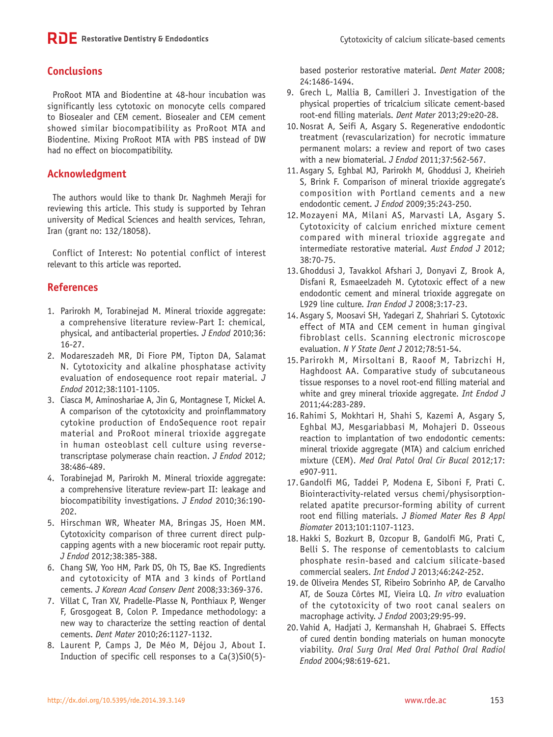## Conclusions

ProRoot MTA and Biodentine at 48-hour incubation was significantly less cytotoxic on monocyte cells compared to Biosealer and CEM cement. Biosealer and CEM cement showed similar biocompatibility as ProRoot MTA and Biodentine. Mixing ProRoot MTA with PBS instead of DW had no effect on biocompatibility.

## Acknowledgment

The authors would like to thank Dr. Naghmeh Meraji for reviewing this article. This study is supported by Tehran university of Medical Sciences and health services, Tehran, Iran (grant no: 132/18058).

Conflict of Interest: No potential conflict of interest relevant to this article was reported.

## References

1. Parirokh M, Torabinejad M. Mineral trioxide aggregate: a comprehensive literature review-Part I: chemical, physical, and antibacterial properties. *J Endod* 2010;36:16-27.
2. Modareszadeh MR, Di Fiore PM, Tipton DA, Salamat N. Cytotoxicity and alkaline phosphatase activity evaluation of endosequence root repair material. *J Endod* 2012;38:1101-1105.
3. Ciasca M, Aminoshariae A, Jin G, Montagnese T, Mickel A. A comparison of the cytotoxicity and proinflammatory cytokine production of EndoSequence root repair material and ProRoot mineral trioxide aggregate in human osteoblast cell culture using reverse-transcriptase polymerase chain reaction. *J Endod* 2012;38:486-489.
4. Torabinejad M, Parirokh M. Mineral trioxide aggregate: a comprehensive literature review-part II: leakage and biocompatibility investigations. *J Endod* 2010;36:190-202.
5. Hirschman WR, Wheater MA, Bringas JS, Hoen MM. Cytotoxicity comparison of three current direct pulp-capping agents with a new bioceramic root repair putty. *J Endod* 2012;38:385-388.
6. Chang SW, Yoo HM, Park DS, Oh TS, Bae KS. Ingredients and cytotoxicity of MTA and 3 kinds of Portland cements. *J Korean Acad Conserv Dent* 2008;33:369-376.
7. Villat C, Tran XV, Pradelle-Plasse N, Ponthiaux P, Wenger F, Grosgogeat B, Colon P. Impedance methodology: a new way to characterize the setting reaction of dental cements. *Dent Mater* 2010;26:1127-1132.
8. Laurent P, Camps J, De Méo M, Déjou J, About I. Induction of specific cell responses to a Ca(3)SiO(5)-based posterior restorative material. *Dent Mater* 2008;24:1486-1494.
9. Grech L, Mallia B, Camilleri J. Investigation of the physical properties of tricalcium silicate cement-based root-end filling materials. *Dent Mater* 2013;29:e20-28.
10. Nosrat A, Seifi A, Asgary S. Regenerative endodontic treatment (revascularization) for necrotic immature permanent molars: a review and report of two cases with a new biomaterial. *J Endod* 2011;37:562-567.
11. Asgary S, Eghbal MJ, Parirokh M, Ghoddusi J, Kheirieh S, Brink F. Comparison of mineral trioxide aggregate's composition with Portland cements and a new endodontic cement. *J Endod* 2009;35:243-250.
12. Mozayeni MA, Milani AS, Marvasti LA, Asgary S. Cytotoxicity of calcium enriched mixture cement compared with mineral trioxide aggregate and intermediate restorative material. *Aust Endod J* 2012;38:70-75.
13. Ghoddusi J, Tavakkol Afshari J, Donyavi Z, Brook A, Disfani R, Esmaeelzadeh M. Cytotoxic effect of a new endodontic cement and mineral trioxide aggregate on L929 line culture. *Iran Endod J* 2008;3:17-23.
14. Asgary S, Moosavi SH, Yadegari Z, Shahriari S. Cytotoxic effect of MTA and CEM cement in human gingival fibroblast cells. Scanning electronic microscope evaluation. *N Y State Dent J* 2012;78:51-54.
15. Parirokh M, Mirsoltani B, Raoof M, Tabrizchi H, Haghdoost AA. Comparative study of subcutaneous tissue responses to a novel root-end filling material and white and grey mineral trioxide aggregate. *Int Endod J* 2011;44:283-289.
16. Rahimi S, Mokhtari H, Shahi S, Kazemi A, Asgary S, Eghbal MJ, Mesgariabbasi M, Mohajeri D. Osseous reaction to implantation of two endodontic cements: mineral trioxide aggregate (MTA) and calcium enriched mixture (CEM). *Med Oral Patol Oral Cir Bucal* 2012;17:e907-911.
17. Gandolfi MG, Taddei P, Modena E, Siboni F, Prati C. Biointeractivity-related versus chemi/physisorption-related apatite precursor-forming ability of current root end filling materials. *J Biomed Mater Res B Appl Biomater* 2013;101:1107-1123.
18. Hakki S, Bozkurt B, Ozcopur B, Gandolfi MG, Prati C, Belli S. The response of cementoblasts to calcium phosphate resin-based and calcium silicate-based commercial sealers. *Int Endod J* 2013;46:242-252.
19. de Oliveira Mendes ST, Ribeiro Sobrinho AP, de Carvalho AT, de Souza Côrtes MI, Vieira LQ. *In vitro* evaluation of the cytotoxicity of two root canal sealers on macrophage activity. *J Endod* 2003;29:95-99.
20. Vahid A, Hadjati J, Kermanshah H, Ghabraei S. Effects of cured dentin bonding materials on human monocyte viability. *Oral Surg Oral Med Oral Pathol Oral Radiol Endod* 2004;98:619-621.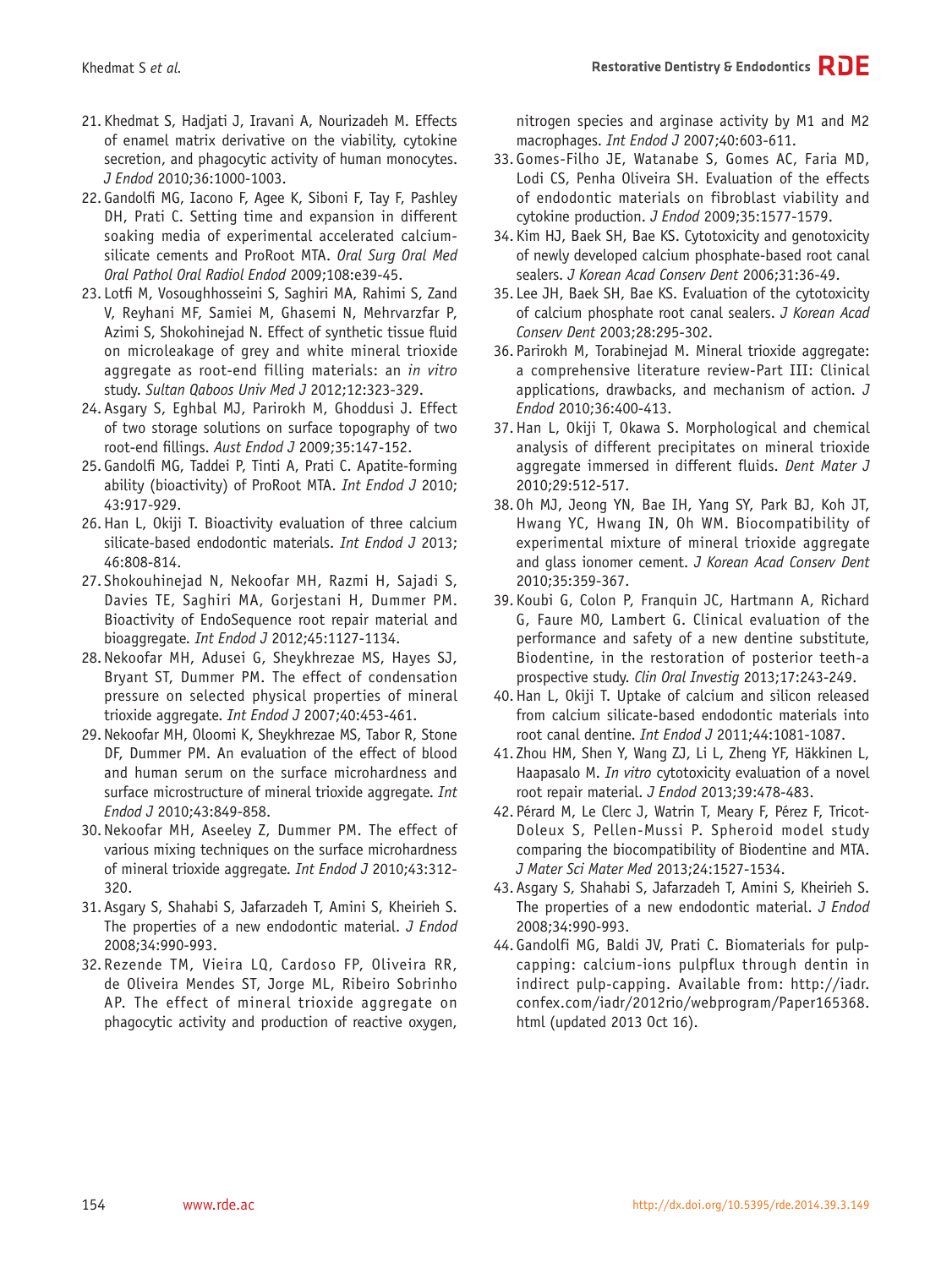21. Khedmat S, Hadjati J, Iravani A, Nourizadeh M. Effects of enamel matrix derivative on the viability, cytokine secretion, and phagocytic activity of human monocytes. *J Endod* 2010;36:1000-1003.
22. Gandolfi MG, Iacono F, Agee K, Siboni F, Tay F, Pashley DH, Prati C. Setting time and expansion in different soaking media of experimental accelerated calcium-silicate cements and ProRoot MTA. *Oral Surg Oral Med Oral Pathol Oral Radiol Endod* 2009;108:e39-45.
23. Lotfi M, Vosoughhosseini S, Saghiri MA, Rahimi S, Zand V, Reyhani MF, Samiei M, Ghasemi N, Mehrvarzfar P, Azimi S, Shokohinejad N. Effect of synthetic tissue fluid on microleakage of grey and white mineral trioxide aggregate as root-end filling materials: an *in vitro* study. *Sultan Qaboos Univ Med J* 2012;12:323-329.
24. Asgary S, Eghbal MJ, Parirokh M, Ghoddusi J. Effect of two storage solutions on surface topography of two root-end fillings. *Aust Endod J* 2009;35:147-152.
25. Gandolfi MG, Taddei P, Tinti A, Prati C. Apatite-forming ability (bioactivity) of ProRoot MTA. *Int Endod J* 2010;43:917-929.
26. Han L, Okiji T. Bioactivity evaluation of three calcium silicate-based endodontic materials. *Int Endod J* 2013;46:808-814.
27. Shokouhinejad N, Nekoofar MH, Razmi H, Sajadi S, Davies TE, Saghiri MA, Gorjestani H, Dummer PM. Bioactivity of EndoSequence root repair material and bioaggregate. *Int Endod J* 2012;45:1127-1134.
28. Nekoofar MH, Adusei G, Sheykhrezae MS, Hayes SJ, Bryant ST, Dummer PM. The effect of condensation pressure on selected physical properties of mineral trioxide aggregate. *Int Endod J* 2007;40:453-461.
29. Nekoofar MH, Oloomi K, Sheykhrezae MS, Tabor R, Stone DF, Dummer PM. An evaluation of the effect of blood and human serum on the surface microhardness and surface microstructure of mineral trioxide aggregate. *Int Endod J* 2010;43:849-858.
30. Nekoofar MH, Aseeley Z, Dummer PM. The effect of various mixing techniques on the surface microhardness of mineral trioxide aggregate. *Int Endod J* 2010;43:312-320.
31. Asgary S, Shahabi S, Jafarzadeh T, Amini S, Kheirieh S. The properties of a new endodontic material. *J Endod* 2008;34:990-993.
32. Rezende TM, Vieira LQ, Cardoso FP, Oliveira RR, de Oliveira Mendes ST, Jorge ML, Ribeiro Sobrinho AP. The effect of mineral trioxide aggregate on phagocytic activity and production of reactive oxygen, nitrogen species and arginase activity by M1 and M2 macrophages. *Int Endod J* 2007;40:603-611.
33. Gomes-Filho JE, Watanabe S, Gomes AC, Faria MD, Lodi CS, Penha Oliveira SH. Evaluation of the effects of endodontic materials on fibroblast viability and cytokine production. *J Endod* 2009;35:1577-1579.
34. Kim HJ, Baek SH, Bae KS. Cytotoxicity and genotoxicity of newly developed calcium phosphate-based root canal sealers. *J Korean Acad Conserv Dent* 2006;31:36-49.
35. Lee JH, Baek SH, Bae KS. Evaluation of the cytotoxicity of calcium phosphate root canal sealers. *J Korean Acad Conserv Dent* 2003;28:295-302.
36. Parirokh M, Torabinejad M. Mineral trioxide aggregate: a comprehensive literature review-Part III: Clinical applications, drawbacks, and mechanism of action. *J Endod* 2010;36:400-413.
37. Han L, Okiji T, Okawa S. Morphological and chemical analysis of different precipitates on mineral trioxide aggregate immersed in different fluids. *Dent Mater J* 2010;29:512-517.
38. Oh MJ, Jeong YN, Bae IH, Yang SY, Park BJ, Koh JT, Hwang YC, Hwang IN, Oh WM. Biocompatibility of experimental mixture of mineral trioxide aggregate and glass ionomer cement. *J Korean Acad Conserv Dent* 2010;35:359-367.
39. Koubi G, Colon P, Franquin JC, Hartmann A, Richard G, Faure MO, Lambert G. Clinical evaluation of the performance and safety of a new dentine substitute, Biodentine, in the restoration of posterior teeth-a prospective study. *Clin Oral Investig* 2013;17:243-249.
40. Han L, Okiji T. Uptake of calcium and silicon released from calcium silicate-based endodontic materials into root canal dentine. *Int Endod J* 2011;44:1081-1087.
41. Zhou HM, Shen Y, Wang ZJ, Li L, Zheng YF, Häkkinen L, Haapasalo M. *In vitro* cytotoxicity evaluation of a novel root repair material. *J Endod* 2013;39:478-483.
42. Pérard M, Le Clerc J, Watrin T, Meary F, Pérez F, Tricot-Doleux S, Pellen-Mussi P. Spheroid model study comparing the biocompatibility of Biodentine and MTA. *J Mater Sci Mater Med* 2013;24:1527-1534.
43. Asgary S, Shahabi S, Jafarzadeh T, Amini S, Kheirieh S. The properties of a new endodontic material. *J Endod* 2008;34:990-993.
44. Gandolfi MG, Baldi JV, Prati C. Biomaterials for pulp-capping: calcium-ions pulpflux through dentin in indirect pulp-capping. Available from: http://iadr.confex.com/iadr/2012rio/webprogram/Paper165368.html (updated 2013 Oct 16).